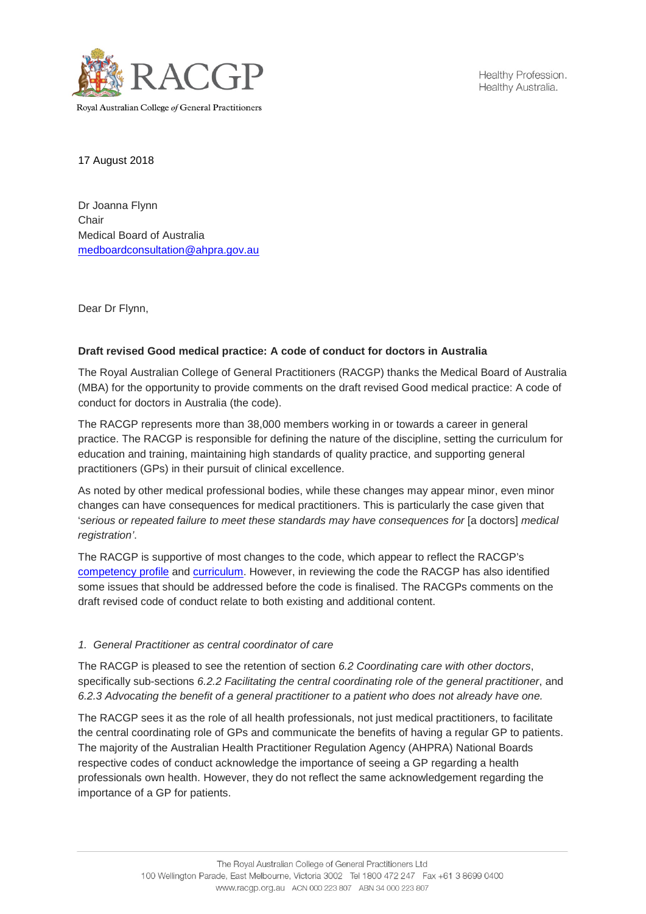Royal Australian College *of* General Practitioners

Healthy Profession.
Healthy Australia.

17 August 2018

Dr Joanna Flynn
Chair
Medical Board of Australia
medboardconsultation@ahpra.gov.au

Dear Dr Flynn,

**Draft revised Good medical practice: A code of conduct for doctors in Australia**

The Royal Australian College of General Practitioners (RACGP) thanks the Medical Board of Australia (MBA) for the opportunity to provide comments on the draft revised Good medical practice: A code of conduct for doctors in Australia (the code).

The RACGP represents more than 38,000 members working in or towards a career in general practice. The RACGP is responsible for defining the nature of the discipline, setting the curriculum for education and training, maintaining high standards of quality practice, and supporting general practitioners (GPs) in their pursuit of clinical excellence.

As noted by other medical professional bodies, while these changes may appear minor, even minor changes can have consequences for medical practitioners. This is particularly the case given that '*serious or repeated failure to meet these standards may have consequences for* [a doctors] *medical registration'*.

The RACGP is supportive of most changes to the code, which appear to reflect the RACGP's competency profile and curriculum. However, in reviewing the code the RACGP has also identified some issues that should be addressed before the code is finalised. The RACGPs comments on the draft revised code of conduct relate to both existing and additional content.

*1. General Practitioner as central coordinator of care*

The RACGP is pleased to see the retention of section *6.2 Coordinating care with other doctors*, specifically sub-sections *6.2.2 Facilitating the central coordinating role of the general practitioner*, and *6.2.3 Advocating the benefit of a general practitioner to a patient who does not already have one.*

The RACGP sees it as the role of all health professionals, not just medical practitioners, to facilitate the central coordinating role of GPs and communicate the benefits of having a regular GP to patients. The majority of the Australian Health Practitioner Regulation Agency (AHPRA) National Boards respective codes of conduct acknowledge the importance of seeing a GP regarding a health professionals own health. However, they do not reflect the same acknowledgement regarding the importance of a GP for patients.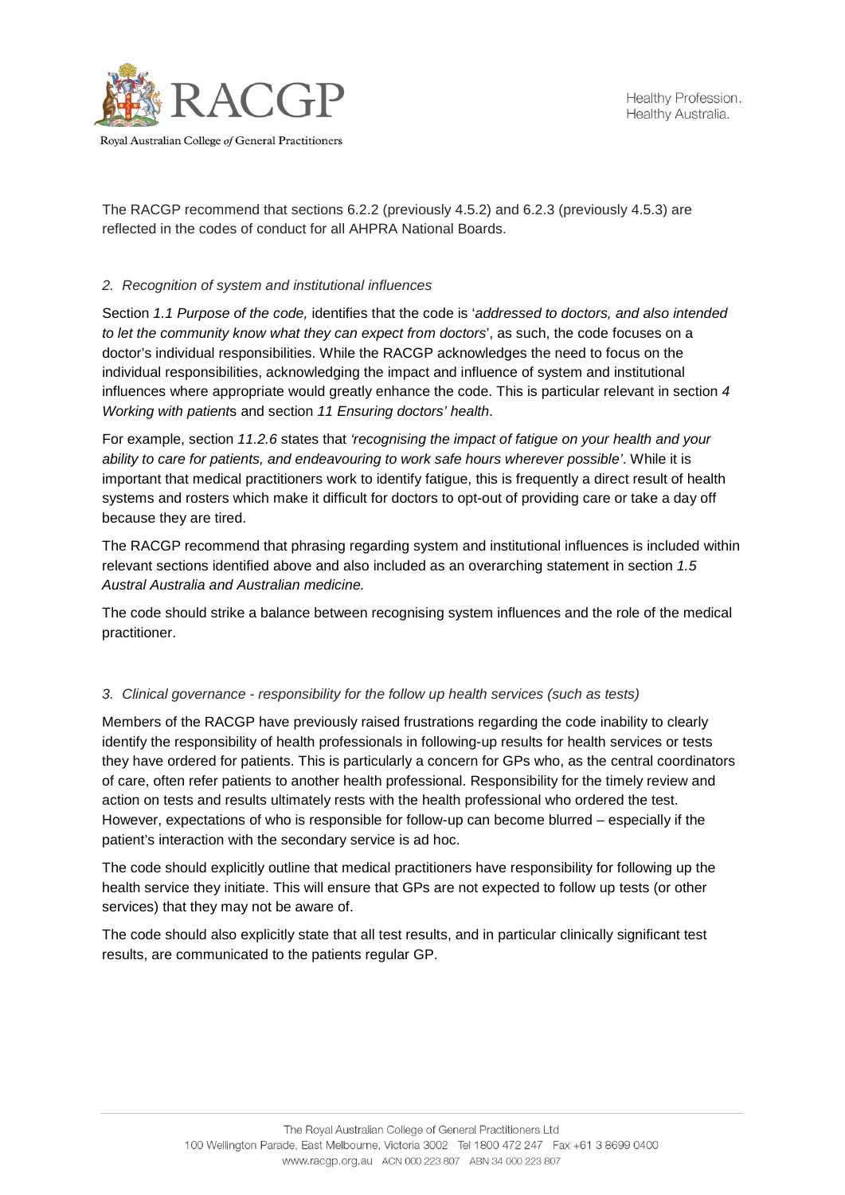The RACGP recommend that sections 6.2.2 (previously 4.5.2) and 6.2.3 (previously 4.5.3) are reflected in the codes of conduct for all AHPRA National Boards.

*2. Recognition of system and institutional influences*

Section *1.1 Purpose of the code,* identifies that the code is '*addressed to doctors, and also intended to let the community know what they can expect from doctors*', as such, the code focuses on a doctor's individual responsibilities. While the RACGP acknowledges the need to focus on the individual responsibilities, acknowledging the impact and influence of system and institutional influences where appropriate would greatly enhance the code. This is particular relevant in section *4 Working with patient*s and section *11 Ensuring doctors' health*.

For example, section *11.2.6* states that *'recognising the impact of fatigue on your health and your ability to care for patients, and endeavouring to work safe hours wherever possible'*. While it is important that medical practitioners work to identify fatigue, this is frequently a direct result of health systems and rosters which make it difficult for doctors to opt-out of providing care or take a day off because they are tired.

The RACGP recommend that phrasing regarding system and institutional influences is included within relevant sections identified above and also included as an overarching statement in section *1.5 Austral Australia and Australian medicine.*

The code should strike a balance between recognising system influences and the role of the medical practitioner.

*3. Clinical governance - responsibility for the follow up health services (such as tests)*

Members of the RACGP have previously raised frustrations regarding the code inability to clearly identify the responsibility of health professionals in following-up results for health services or tests they have ordered for patients. This is particularly a concern for GPs who, as the central coordinators of care, often refer patients to another health professional. Responsibility for the timely review and action on tests and results ultimately rests with the health professional who ordered the test. However, expectations of who is responsible for follow-up can become blurred – especially if the patient's interaction with the secondary service is ad hoc.

The code should explicitly outline that medical practitioners have responsibility for following up the health service they initiate. This will ensure that GPs are not expected to follow up tests (or other services) that they may not be aware of.

The code should also explicitly state that all test results, and in particular clinically significant test results, are communicated to the patients regular GP.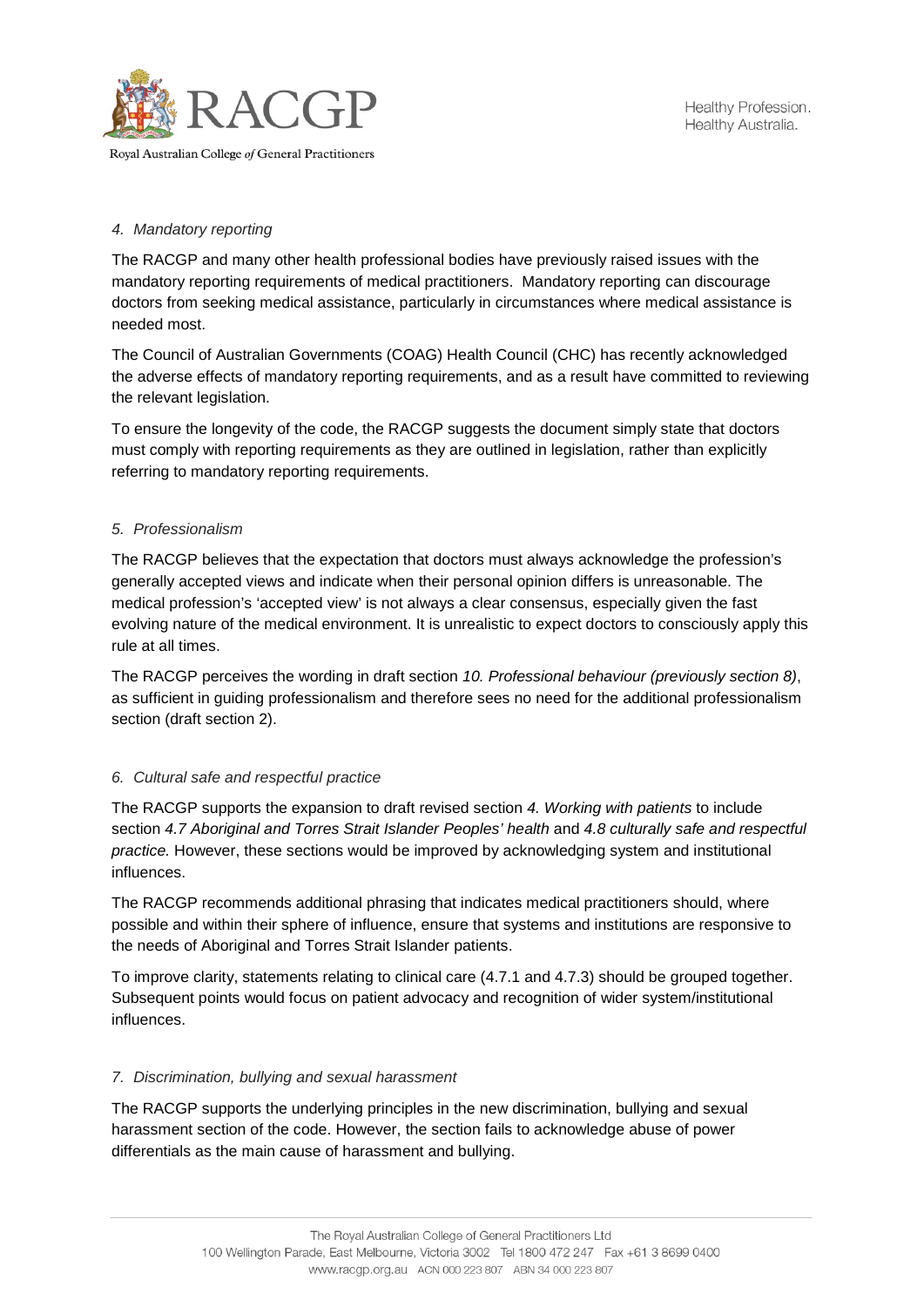*4. Mandatory reporting*

The RACGP and many other health professional bodies have previously raised issues with the mandatory reporting requirements of medical practitioners. Mandatory reporting can discourage doctors from seeking medical assistance, particularly in circumstances where medical assistance is needed most.

The Council of Australian Governments (COAG) Health Council (CHC) has recently acknowledged the adverse effects of mandatory reporting requirements, and as a result have committed to reviewing the relevant legislation.

To ensure the longevity of the code, the RACGP suggests the document simply state that doctors must comply with reporting requirements as they are outlined in legislation, rather than explicitly referring to mandatory reporting requirements.

*5. Professionalism*

The RACGP believes that the expectation that doctors must always acknowledge the profession's generally accepted views and indicate when their personal opinion differs is unreasonable. The medical profession's 'accepted view' is not always a clear consensus, especially given the fast evolving nature of the medical environment. It is unrealistic to expect doctors to consciously apply this rule at all times.

The RACGP perceives the wording in draft section *10. Professional behaviour (previously section 8)*, as sufficient in guiding professionalism and therefore sees no need for the additional professionalism section (draft section 2).

*6. Cultural safe and respectful practice*

The RACGP supports the expansion to draft revised section *4. Working with patients* to include section *4.7 Aboriginal and Torres Strait Islander Peoples' health* and *4.8 culturally safe and respectful practice.* However, these sections would be improved by acknowledging system and institutional influences.

The RACGP recommends additional phrasing that indicates medical practitioners should, where possible and within their sphere of influence, ensure that systems and institutions are responsive to the needs of Aboriginal and Torres Strait Islander patients.

To improve clarity, statements relating to clinical care (4.7.1 and 4.7.3) should be grouped together. Subsequent points would focus on patient advocacy and recognition of wider system/institutional influences.

*7. Discrimination, bullying and sexual harassment*

The RACGP supports the underlying principles in the new discrimination, bullying and sexual harassment section of the code. However, the section fails to acknowledge abuse of power differentials as the main cause of harassment and bullying.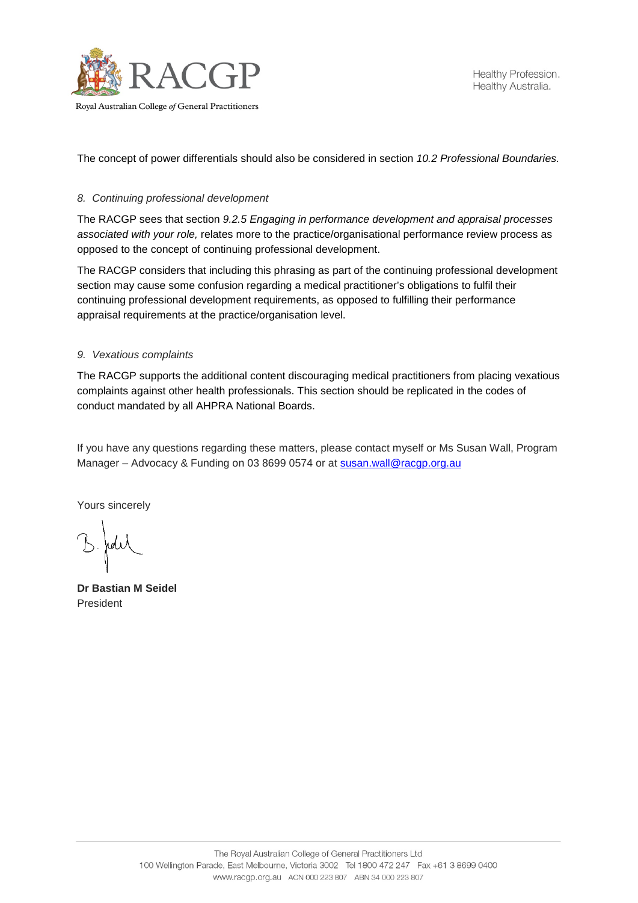The concept of power differentials should also be considered in section *10.2 Professional Boundaries.*

*8. Continuing professional development*

The RACGP sees that section *9.2.5 Engaging in performance development and appraisal processes associated with your role,* relates more to the practice/organisational performance review process as opposed to the concept of continuing professional development.

The RACGP considers that including this phrasing as part of the continuing professional development section may cause some confusion regarding a medical practitioner's obligations to fulfil their continuing professional development requirements, as opposed to fulfilling their performance appraisal requirements at the practice/organisation level.

*9. Vexatious complaints*

The RACGP supports the additional content discouraging medical practitioners from placing vexatious complaints against other health professionals. This section should be replicated in the codes of conduct mandated by all AHPRA National Boards.

If you have any questions regarding these matters, please contact myself or Ms Susan Wall, Program Manager – Advocacy & Funding on 03 8699 0574 or at susan.wall@racgp.org.au

Yours sincerely

**Dr Bastian M Seidel**
President